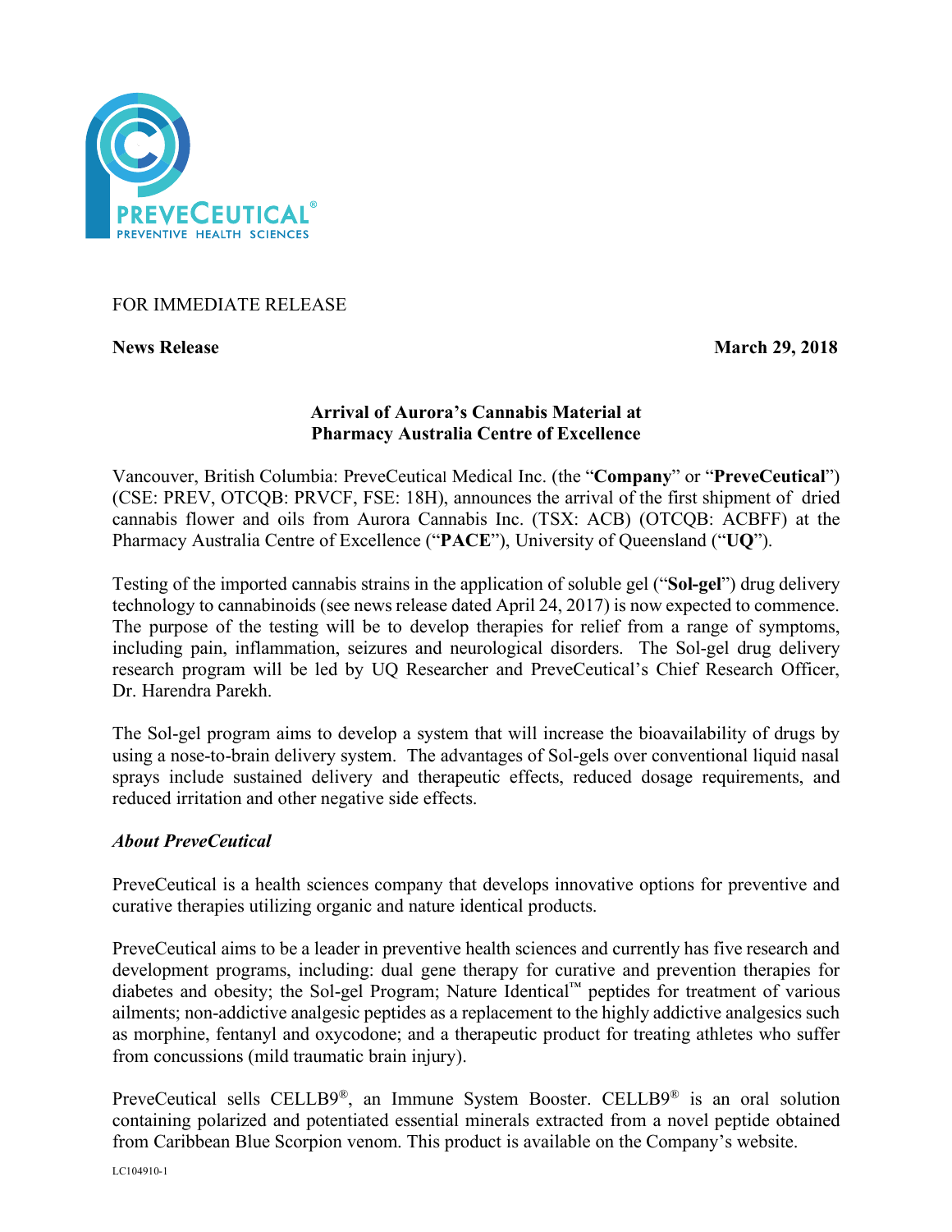FOR IMMEDIATE RELEASE

**News Release** **March 29, 2018**

## Arrival of Aurora's Cannabis Material at Pharmacy Australia Centre of Excellence

Vancouver, British Columbia: PreveCeutical Medical Inc. (the "**Company**" or "**PreveCeutical**") (CSE: PREV, OTCQB: PRVCF, FSE: 18H), announces the arrival of the first shipment of dried cannabis flower and oils from Aurora Cannabis Inc. (TSX: ACB) (OTCQB: ACBFF) at the Pharmacy Australia Centre of Excellence ("**PACE**"), University of Queensland ("**UQ**").

Testing of the imported cannabis strains in the application of soluble gel ("**Sol-gel**") drug delivery technology to cannabinoids (see news release dated April 24, 2017) is now expected to commence. The purpose of the testing will be to develop therapies for relief from a range of symptoms, including pain, inflammation, seizures and neurological disorders. The Sol-gel drug delivery research program will be led by UQ Researcher and PreveCeutical's Chief Research Officer, Dr. Harendra Parekh.

The Sol-gel program aims to develop a system that will increase the bioavailability of drugs by using a nose-to-brain delivery system. The advantages of Sol-gels over conventional liquid nasal sprays include sustained delivery and therapeutic effects, reduced dosage requirements, and reduced irritation and other negative side effects.

### *About PreveCeutical*

PreveCeutical is a health sciences company that develops innovative options for preventive and curative therapies utilizing organic and nature identical products.

PreveCeutical aims to be a leader in preventive health sciences and currently has five research and development programs, including: dual gene therapy for curative and prevention therapies for diabetes and obesity; the Sol-gel Program; Nature Identical™ peptides for treatment of various ailments; non-addictive analgesic peptides as a replacement to the highly addictive analgesics such as morphine, fentanyl and oxycodone; and a therapeutic product for treating athletes who suffer from concussions (mild traumatic brain injury).

PreveCeutical sells CELLB9®, an Immune System Booster. CELLB9® is an oral solution containing polarized and potentiated essential minerals extracted from a novel peptide obtained from Caribbean Blue Scorpion venom. This product is available on the Company's website.

LC104910-1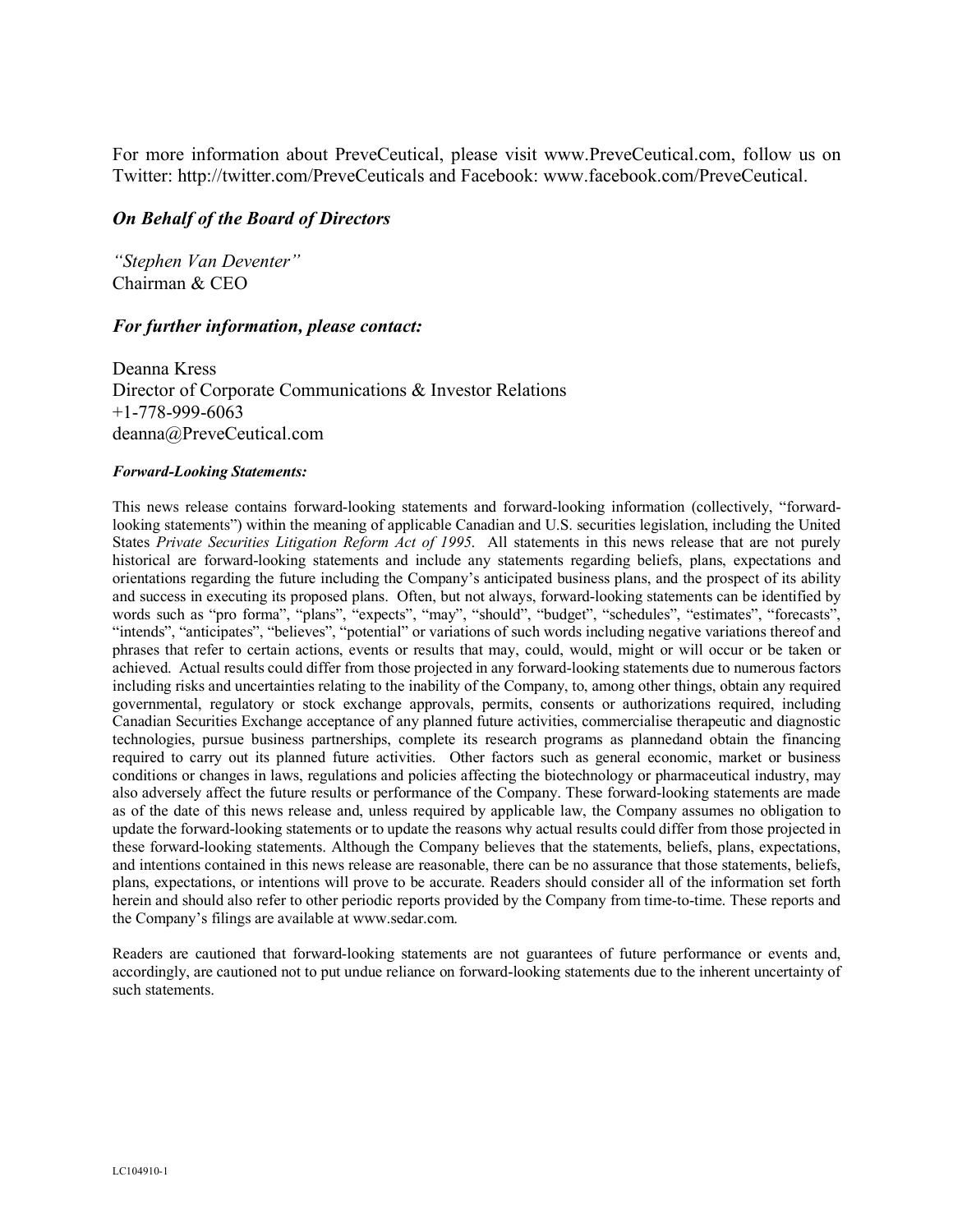For more information about PreveCeutical, please visit www.PreveCeutical.com, follow us on Twitter: http://twitter.com/PreveCeuticals and Facebook: www.facebook.com/PreveCeutical.

***On Behalf of the Board of Directors***

*"Stephen Van Deventer"*
Chairman & CEO

***For further information, please contact:***

Deanna Kress
Director of Corporate Communications & Investor Relations
+1-778-999-6063
deanna@PreveCeutical.com

***Forward-Looking Statements:***

This news release contains forward-looking statements and forward-looking information (collectively, "forward-looking statements") within the meaning of applicable Canadian and U.S. securities legislation, including the United States *Private Securities Litigation Reform Act of 1995*. All statements in this news release that are not purely historical are forward-looking statements and include any statements regarding beliefs, plans, expectations and orientations regarding the future including the Company's anticipated business plans, and the prospect of its ability and success in executing its proposed plans. Often, but not always, forward-looking statements can be identified by words such as "pro forma", "plans", "expects", "may", "should", "budget", "schedules", "estimates", "forecasts", "intends", "anticipates", "believes", "potential" or variations of such words including negative variations thereof and phrases that refer to certain actions, events or results that may, could, would, might or will occur or be taken or achieved. Actual results could differ from those projected in any forward-looking statements due to numerous factors including risks and uncertainties relating to the inability of the Company, to, among other things, obtain any required governmental, regulatory or stock exchange approvals, permits, consents or authorizations required, including Canadian Securities Exchange acceptance of any planned future activities, commercialise therapeutic and diagnostic technologies, pursue business partnerships, complete its research programs as plannedand obtain the financing required to carry out its planned future activities. Other factors such as general economic, market or business conditions or changes in laws, regulations and policies affecting the biotechnology or pharmaceutical industry, may also adversely affect the future results or performance of the Company. These forward-looking statements are made as of the date of this news release and, unless required by applicable law, the Company assumes no obligation to update the forward-looking statements or to update the reasons why actual results could differ from those projected in these forward-looking statements. Although the Company believes that the statements, beliefs, plans, expectations, and intentions contained in this news release are reasonable, there can be no assurance that those statements, beliefs, plans, expectations, or intentions will prove to be accurate. Readers should consider all of the information set forth herein and should also refer to other periodic reports provided by the Company from time-to-time. These reports and the Company's filings are available at www.sedar.com.

Readers are cautioned that forward-looking statements are not guarantees of future performance or events and, accordingly, are cautioned not to put undue reliance on forward-looking statements due to the inherent uncertainty of such statements.

LC104910-1